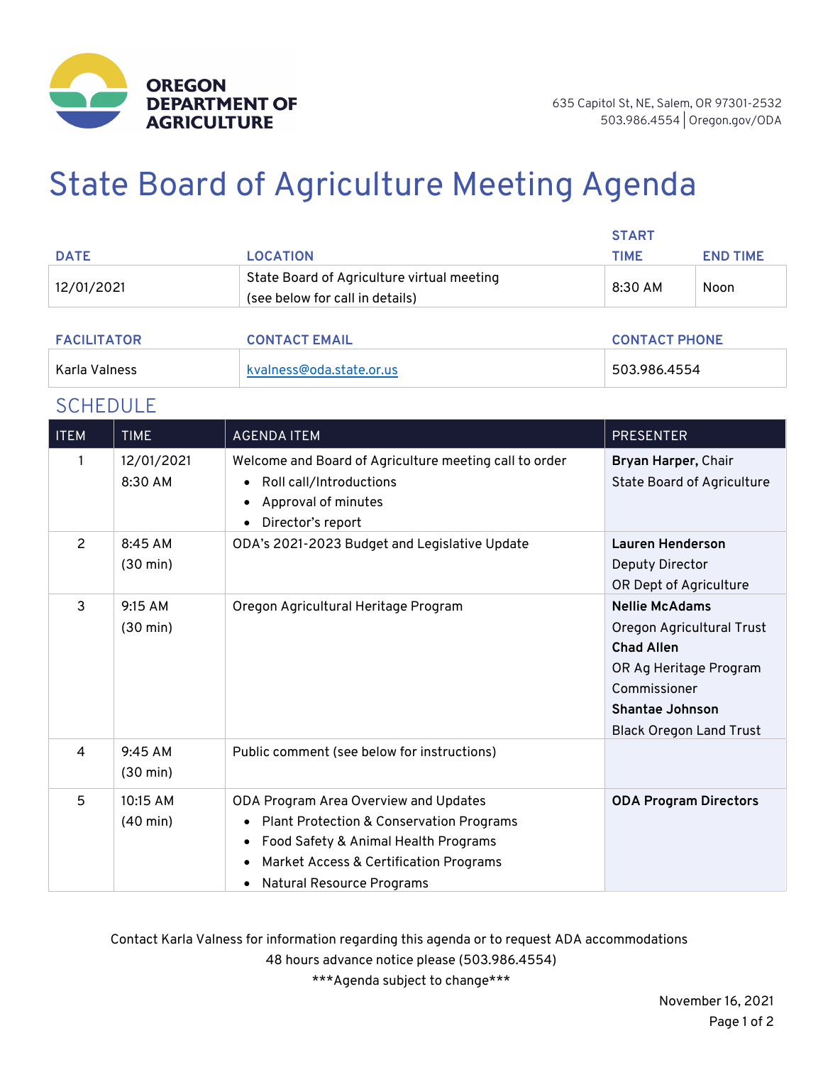OREGON DEPARTMENT OF AGRICULTURE

635 Capitol St, NE, Salem, OR 97301-2532
503.986.4554 | Oregon.gov/ODA

# State Board of Agriculture Meeting Agenda

| DATE | LOCATION | START TIME | END TIME |
|---|---|---|---|
| 12/01/2021 | State Board of Agriculture virtual meeting (see below for call in details) | 8:30 AM | Noon |

| FACILITATOR | CONTACT EMAIL | CONTACT PHONE |
|---|---|---|
| Karla Valness | kvalness@oda.state.or.us | 503.986.4554 |

## SCHEDULE

| ITEM | TIME | AGENDA ITEM | PRESENTER |
|---|---|---|---|
| 1 | 12/01/2021 8:30 AM | Welcome and Board of Agriculture meeting call to order<br>• Roll call/Introductions<br>• Approval of minutes<br>• Director's report | **Bryan Harper,** Chair<br>State Board of Agriculture |
| 2 | 8:45 AM (30 min) | ODA's 2021-2023 Budget and Legislative Update | **Lauren Henderson**<br>Deputy Director<br>OR Dept of Agriculture |
| 3 | 9:15 AM (30 min) | Oregon Agricultural Heritage Program | **Nellie McAdams**<br>Oregon Agricultural Trust<br>**Chad Allen**<br>OR Ag Heritage Program Commissioner<br>**Shantae Johnson**<br>Black Oregon Land Trust |
| 4 | 9:45 AM (30 min) | Public comment (see below for instructions) | |
| 5 | 10:15 AM (40 min) | ODA Program Area Overview and Updates<br>• Plant Protection & Conservation Programs<br>• Food Safety & Animal Health Programs<br>• Market Access & Certification Programs<br>• Natural Resource Programs | **ODA Program Directors** |

Contact Karla Valness for information regarding this agenda or to request ADA accommodations
48 hours advance notice please (503.986.4554)
***Agenda subject to change***

November 16, 2021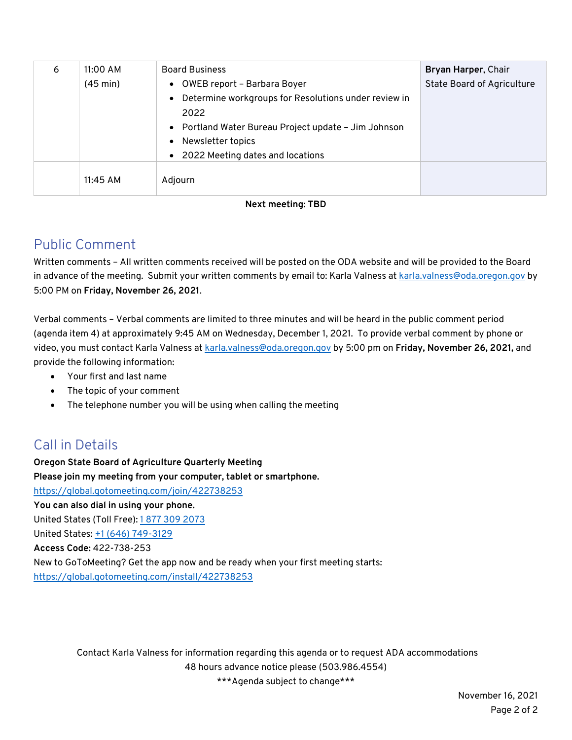| | | | |
|---|---|---|---|
| 6 | 11:00 AM (45 min) | Board Business<br>• OWEB report – Barbara Boyer<br>• Determine workgroups for Resolutions under review in 2022<br>• Portland Water Bureau Project update – Jim Johnson<br>• Newsletter topics<br>• 2022 Meeting dates and locations | **Bryan Harper**, Chair<br>State Board of Agriculture |
| | 11:45 AM | Adjourn | |

**Next meeting: TBD**

## Public Comment

Written comments – All written comments received will be posted on the ODA website and will be provided to the Board in advance of the meeting. Submit your written comments by email to: Karla Valness at karla.valness@oda.oregon.gov by 5:00 PM on **Friday, November 26, 2021**.

Verbal comments – Verbal comments are limited to three minutes and will be heard in the public comment period (agenda item 4) at approximately 9:45 AM on Wednesday, December 1, 2021. To provide verbal comment by phone or video, you must contact Karla Valness at karla.valness@oda.oregon.gov by 5:00 pm on **Friday, November 26, 2021,** and provide the following information:

- Your first and last name
- The topic of your comment
- The telephone number you will be using when calling the meeting

## Call in Details

**Oregon State Board of Agriculture Quarterly Meeting**
**Please join my meeting from your computer, tablet or smartphone.**
https://global.gotomeeting.com/join/422738253
**You can also dial in using your phone.**
United States (Toll Free): 1 877 309 2073
United States: +1 (646) 749-3129
**Access Code:** 422-738-253
New to GoToMeeting? Get the app now and be ready when your first meeting starts:
https://global.gotomeeting.com/install/422738253

Contact Karla Valness for information regarding this agenda or to request ADA accommodations
48 hours advance notice please (503.986.4554)
***Agenda subject to change***

November 16, 2021